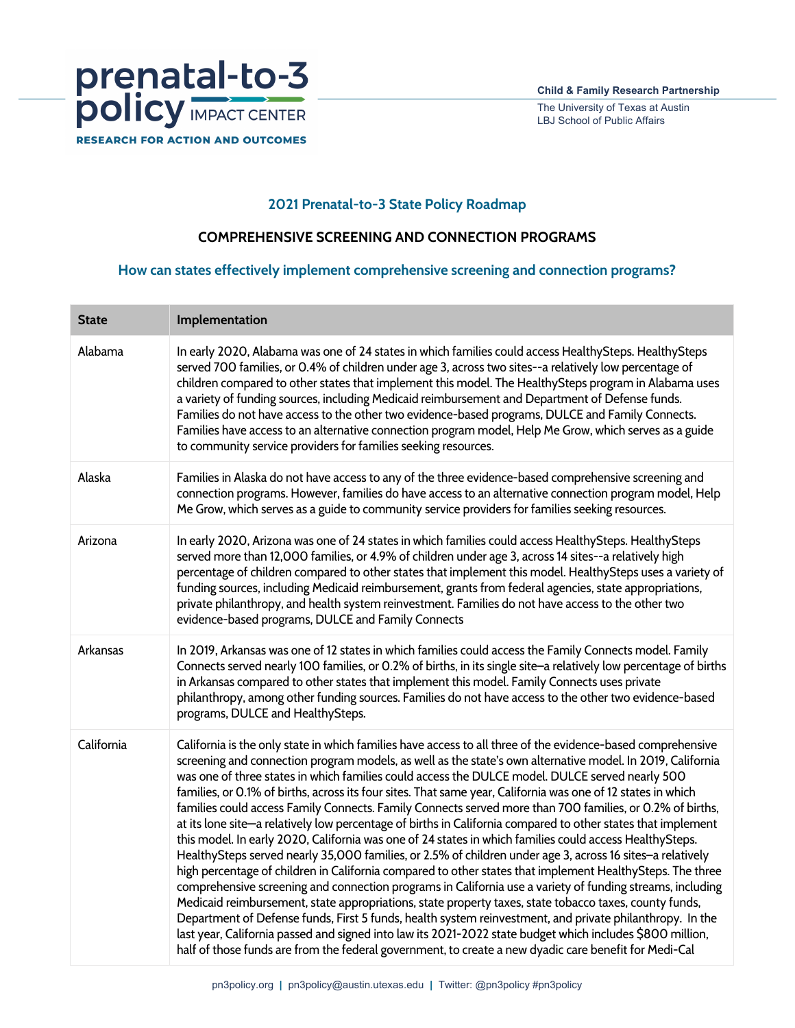**Child & Family Research Partnership**
The University of Texas at Austin
LBJ School of Public Affairs

## 2021 Prenatal-to-3 State Policy Roadmap

### COMPREHENSIVE SCREENING AND CONNECTION PROGRAMS

### How can states effectively implement comprehensive screening and connection programs?

| State | Implementation |
|---|---|
| Alabama | In early 2020, Alabama was one of 24 states in which families could access HealthySteps. HealthySteps served 700 families, or 0.4% of children under age 3, across two sites--a relatively low percentage of children compared to other states that implement this model. The HealthySteps program in Alabama uses a variety of funding sources, including Medicaid reimbursement and Department of Defense funds. Families do not have access to the other two evidence-based programs, DULCE and Family Connects. Families have access to an alternative connection program model, Help Me Grow, which serves as a guide to community service providers for families seeking resources. |
| Alaska | Families in Alaska do not have access to any of the three evidence-based comprehensive screening and connection programs. However, families do have access to an alternative connection program model, Help Me Grow, which serves as a guide to community service providers for families seeking resources. |
| Arizona | In early 2020, Arizona was one of 24 states in which families could access HealthySteps. HealthySteps served more than 12,000 families, or 4.9% of children under age 3, across 14 sites--a relatively high percentage of children compared to other states that implement this model. HealthySteps uses a variety of funding sources, including Medicaid reimbursement, grants from federal agencies, state appropriations, private philanthropy, and health system reinvestment. Families do not have access to the other two evidence-based programs, DULCE and Family Connects |
| Arkansas | In 2019, Arkansas was one of 12 states in which families could access the Family Connects model. Family Connects served nearly 100 families, or 0.2% of births, in its single site–a relatively low percentage of births in Arkansas compared to other states that implement this model. Family Connects uses private philanthropy, among other funding sources. Families do not have access to the other two evidence-based programs, DULCE and HealthySteps. |
| California | California is the only state in which families have access to all three of the evidence-based comprehensive screening and connection program models, as well as the state's own alternative model. In 2019, California was one of three states in which families could access the DULCE model. DULCE served nearly 500 families, or 0.1% of births, across its four sites. That same year, California was one of 12 states in which families could access Family Connects. Family Connects served more than 700 families, or 0.2% of births, at its lone site—a relatively low percentage of births in California compared to other states that implement this model. In early 2020, California was one of 24 states in which families could access HealthySteps. HealthySteps served nearly 35,000 families, or 2.5% of children under age 3, across 16 sites–a relatively high percentage of children in California compared to other states that implement HealthySteps. The three comprehensive screening and connection programs in California use a variety of funding streams, including Medicaid reimbursement, state appropriations, state property taxes, state tobacco taxes, county funds, Department of Defense funds, First 5 funds, health system reinvestment, and private philanthropy. In the last year, California passed and signed into law its 2021-2022 state budget which includes $800 million, half of those funds are from the federal government, to create a new dyadic care benefit for Medi-Cal |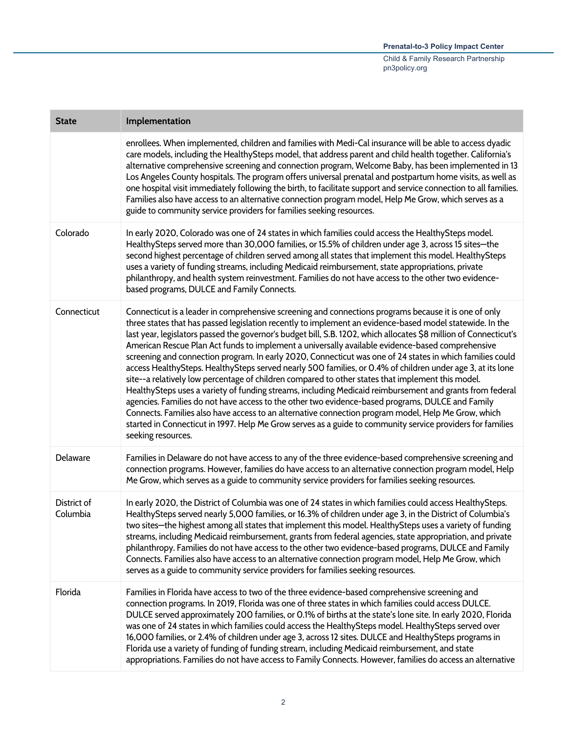| State | Implementation |
|---|---|
| | enrollees. When implemented, children and families with Medi-Cal insurance will be able to access dyadic care models, including the HealthySteps model, that address parent and child health together. California's alternative comprehensive screening and connection program, Welcome Baby, has been implemented in 13 Los Angeles County hospitals. The program offers universal prenatal and postpartum home visits, as well as one hospital visit immediately following the birth, to facilitate support and service connection to all families. Families also have access to an alternative connection program model, Help Me Grow, which serves as a guide to community service providers for families seeking resources. |
| Colorado | In early 2020, Colorado was one of 24 states in which families could access the HealthySteps model. HealthySteps served more than 30,000 families, or 15.5% of children under age 3, across 15 sites—the second highest percentage of children served among all states that implement this model. HealthySteps uses a variety of funding streams, including Medicaid reimbursement, state appropriations, private philanthropy, and health system reinvestment. Families do not have access to the other two evidence-based programs, DULCE and Family Connects. |
| Connecticut | Connecticut is a leader in comprehensive screening and connections programs because it is one of only three states that has passed legislation recently to implement an evidence-based model statewide. In the last year, legislators passed the governor's budget bill, S.B. 1202, which allocates $8 million of Connecticut's American Rescue Plan Act funds to implement a universally available evidence-based comprehensive screening and connection program. In early 2020, Connecticut was one of 24 states in which families could access HealthySteps. HealthySteps served nearly 500 families, or 0.4% of children under age 3, at its lone site--a relatively low percentage of children compared to other states that implement this model. HealthySteps uses a variety of funding streams, including Medicaid reimbursement and grants from federal agencies. Families do not have access to the other two evidence-based programs, DULCE and Family Connects. Families also have access to an alternative connection program model, Help Me Grow, which started in Connecticut in 1997. Help Me Grow serves as a guide to community service providers for families seeking resources. |
| Delaware | Families in Delaware do not have access to any of the three evidence-based comprehensive screening and connection programs. However, families do have access to an alternative connection program model, Help Me Grow, which serves as a guide to community service providers for families seeking resources. |
| District of Columbia | In early 2020, the District of Columbia was one of 24 states in which families could access HealthySteps. HealthySteps served nearly 5,000 families, or 16.3% of children under age 3, in the District of Columbia's two sites—the highest among all states that implement this model. HealthySteps uses a variety of funding streams, including Medicaid reimbursement, grants from federal agencies, state appropriation, and private philanthropy. Families do not have access to the other two evidence-based programs, DULCE and Family Connects. Families also have access to an alternative connection program model, Help Me Grow, which serves as a guide to community service providers for families seeking resources. |
| Florida | Families in Florida have access to two of the three evidence-based comprehensive screening and connection programs. In 2019, Florida was one of three states in which families could access DULCE. DULCE served approximately 200 families, or 0.1% of births at the state's lone site. In early 2020, Florida was one of 24 states in which families could access the HealthySteps model. HealthySteps served over 16,000 families, or 2.4% of children under age 3, across 12 sites. DULCE and HealthySteps programs in Florida use a variety of funding of funding stream, including Medicaid reimbursement, and state appropriations. Families do not have access to Family Connects. However, families do access an alternative |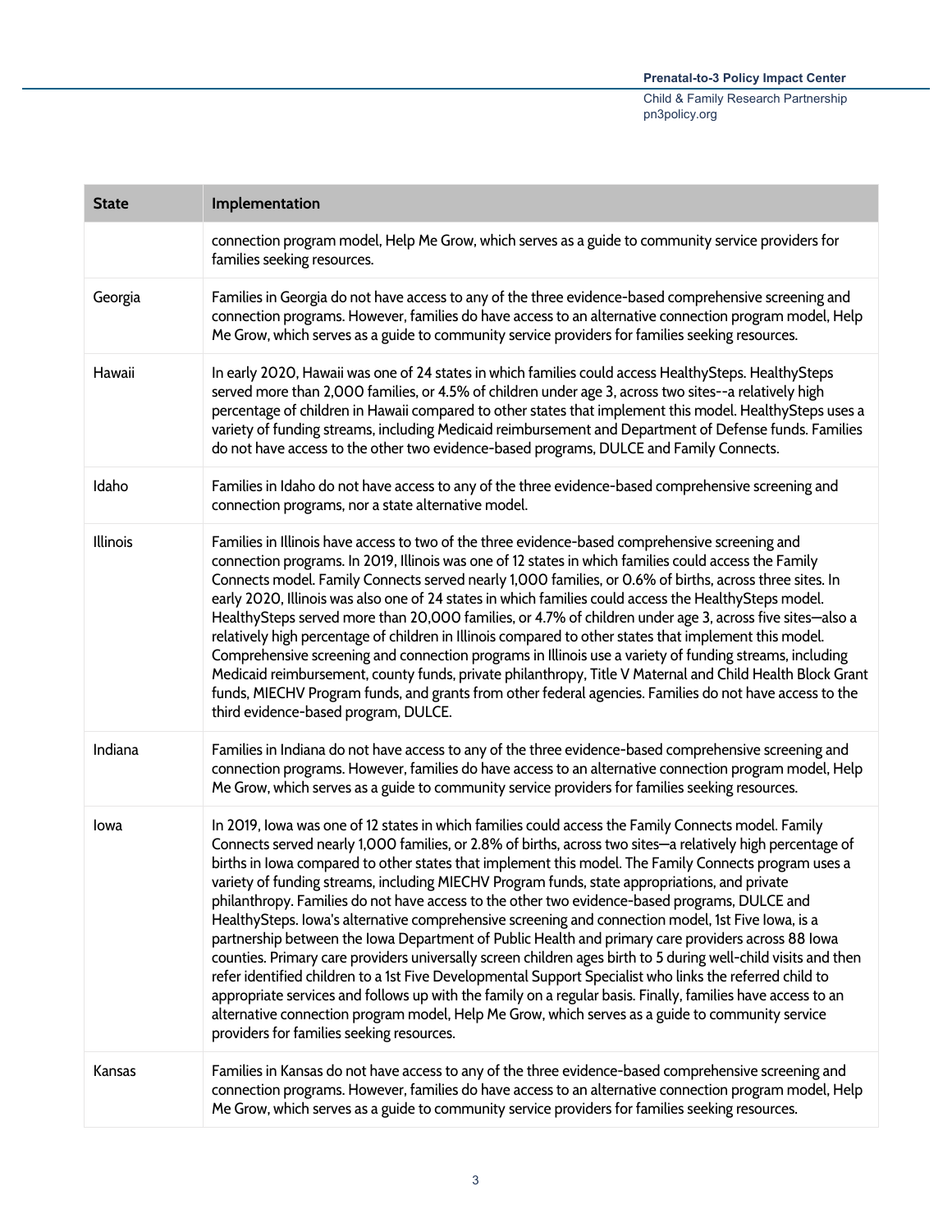| State | Implementation |
|---|---|
| | connection program model, Help Me Grow, which serves as a guide to community service providers for families seeking resources. |
| Georgia | Families in Georgia do not have access to any of the three evidence-based comprehensive screening and connection programs. However, families do have access to an alternative connection program model, Help Me Grow, which serves as a guide to community service providers for families seeking resources. |
| Hawaii | In early 2020, Hawaii was one of 24 states in which families could access HealthySteps. HealthySteps served more than 2,000 families, or 4.5% of children under age 3, across two sites--a relatively high percentage of children in Hawaii compared to other states that implement this model. HealthySteps uses a variety of funding streams, including Medicaid reimbursement and Department of Defense funds. Families do not have access to the other two evidence-based programs, DULCE and Family Connects. |
| Idaho | Families in Idaho do not have access to any of the three evidence-based comprehensive screening and connection programs, nor a state alternative model. |
| Illinois | Families in Illinois have access to two of the three evidence-based comprehensive screening and connection programs. In 2019, Illinois was one of 12 states in which families could access the Family Connects model. Family Connects served nearly 1,000 families, or 0.6% of births, across three sites. In early 2020, Illinois was also one of 24 states in which families could access the HealthySteps model. HealthySteps served more than 20,000 families, or 4.7% of children under age 3, across five sites—also a relatively high percentage of children in Illinois compared to other states that implement this model. Comprehensive screening and connection programs in Illinois use a variety of funding streams, including Medicaid reimbursement, county funds, private philanthropy, Title V Maternal and Child Health Block Grant funds, MIECHV Program funds, and grants from other federal agencies. Families do not have access to the third evidence-based program, DULCE. |
| Indiana | Families in Indiana do not have access to any of the three evidence-based comprehensive screening and connection programs. However, families do have access to an alternative connection program model, Help Me Grow, which serves as a guide to community service providers for families seeking resources. |
| Iowa | In 2019, Iowa was one of 12 states in which families could access the Family Connects model. Family Connects served nearly 1,000 families, or 2.8% of births, across two sites—a relatively high percentage of births in Iowa compared to other states that implement this model. The Family Connects program uses a variety of funding streams, including MIECHV Program funds, state appropriations, and private philanthropy. Families do not have access to the other two evidence-based programs, DULCE and HealthySteps. Iowa's alternative comprehensive screening and connection model, 1st Five Iowa, is a partnership between the Iowa Department of Public Health and primary care providers across 88 Iowa counties. Primary care providers universally screen children ages birth to 5 during well-child visits and then refer identified children to a 1st Five Developmental Support Specialist who links the referred child to appropriate services and follows up with the family on a regular basis. Finally, families have access to an alternative connection program model, Help Me Grow, which serves as a guide to community service providers for families seeking resources. |
| Kansas | Families in Kansas do not have access to any of the three evidence-based comprehensive screening and connection programs. However, families do have access to an alternative connection program model, Help Me Grow, which serves as a guide to community service providers for families seeking resources. |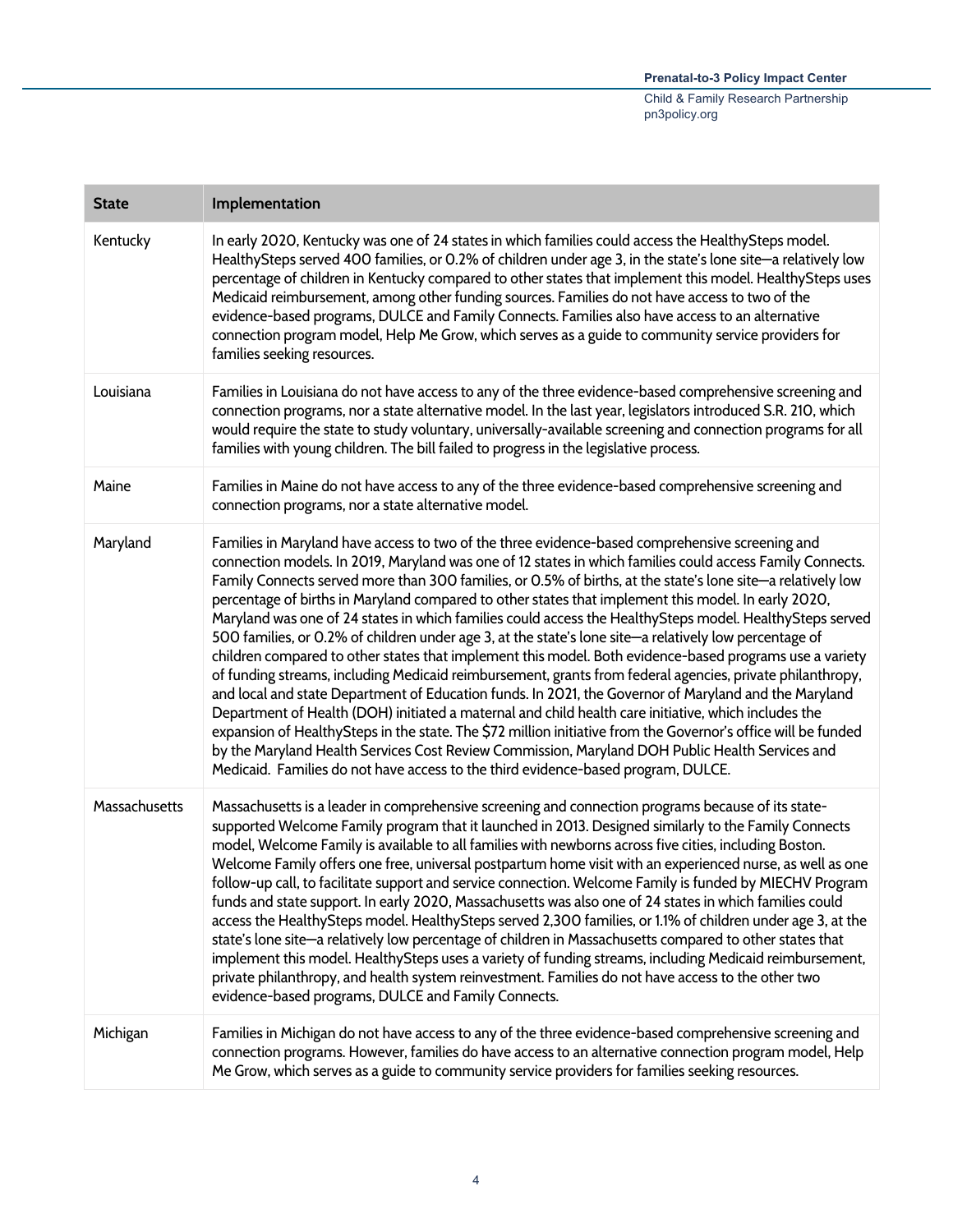| State | Implementation |
|---|---|
| Kentucky | In early 2020, Kentucky was one of 24 states in which families could access the HealthySteps model. HealthySteps served 400 families, or 0.2% of children under age 3, in the state's lone site—a relatively low percentage of children in Kentucky compared to other states that implement this model. HealthySteps uses Medicaid reimbursement, among other funding sources. Families do not have access to two of the evidence-based programs, DULCE and Family Connects. Families also have access to an alternative connection program model, Help Me Grow, which serves as a guide to community service providers for families seeking resources. |
| Louisiana | Families in Louisiana do not have access to any of the three evidence-based comprehensive screening and connection programs, nor a state alternative model. In the last year, legislators introduced S.R. 210, which would require the state to study voluntary, universally-available screening and connection programs for all families with young children. The bill failed to progress in the legislative process. |
| Maine | Families in Maine do not have access to any of the three evidence-based comprehensive screening and connection programs, nor a state alternative model. |
| Maryland | Families in Maryland have access to two of the three evidence-based comprehensive screening and connection models. In 2019, Maryland was one of 12 states in which families could access Family Connects. Family Connects served more than 300 families, or 0.5% of births, at the state's lone site—a relatively low percentage of births in Maryland compared to other states that implement this model. In early 2020, Maryland was one of 24 states in which families could access the HealthySteps model. HealthySteps served 500 families, or 0.2% of children under age 3, at the state's lone site—a relatively low percentage of children compared to other states that implement this model. Both evidence-based programs use a variety of funding streams, including Medicaid reimbursement, grants from federal agencies, private philanthropy, and local and state Department of Education funds. In 2021, the Governor of Maryland and the Maryland Department of Health (DOH) initiated a maternal and child health care initiative, which includes the expansion of HealthySteps in the state. The $72 million initiative from the Governor's office will be funded by the Maryland Health Services Cost Review Commission, Maryland DOH Public Health Services and Medicaid. Families do not have access to the third evidence-based program, DULCE. |
| Massachusetts | Massachusetts is a leader in comprehensive screening and connection programs because of its state-supported Welcome Family program that it launched in 2013. Designed similarly to the Family Connects model, Welcome Family is available to all families with newborns across five cities, including Boston. Welcome Family offers one free, universal postpartum home visit with an experienced nurse, as well as one follow-up call, to facilitate support and service connection. Welcome Family is funded by MIECHV Program funds and state support. In early 2020, Massachusetts was also one of 24 states in which families could access the HealthySteps model. HealthySteps served 2,300 families, or 1.1% of children under age 3, at the state's lone site—a relatively low percentage of children in Massachusetts compared to other states that implement this model. HealthySteps uses a variety of funding streams, including Medicaid reimbursement, private philanthropy, and health system reinvestment. Families do not have access to the other two evidence-based programs, DULCE and Family Connects. |
| Michigan | Families in Michigan do not have access to any of the three evidence-based comprehensive screening and connection programs. However, families do have access to an alternative connection program model, Help Me Grow, which serves as a guide to community service providers for families seeking resources. |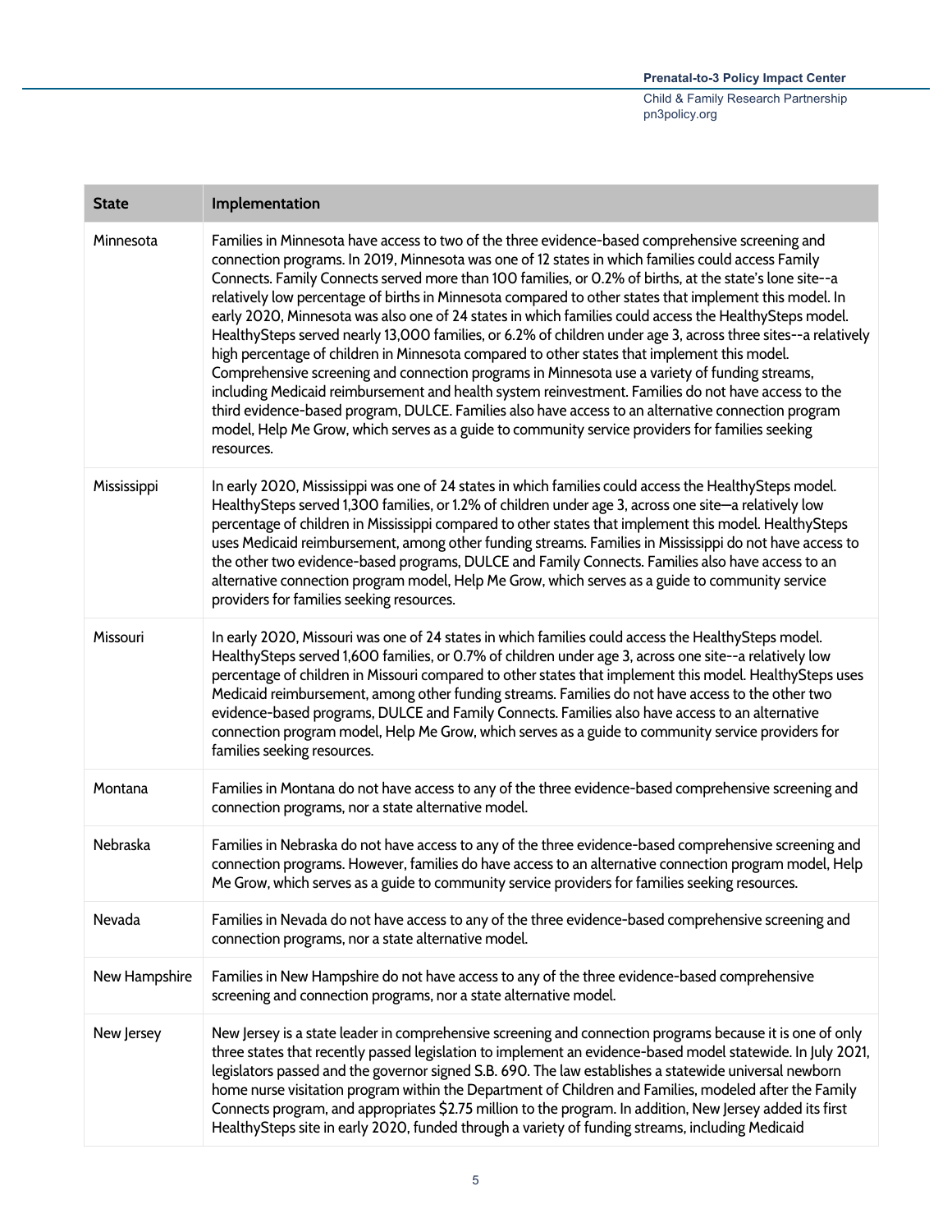| State | Implementation |
| --- | --- |
| Minnesota | Families in Minnesota have access to two of the three evidence-based comprehensive screening and connection programs. In 2019, Minnesota was one of 12 states in which families could access Family Connects. Family Connects served more than 100 families, or 0.2% of births, at the state's lone site--a relatively low percentage of births in Minnesota compared to other states that implement this model. In early 2020, Minnesota was also one of 24 states in which families could access the HealthySteps model. HealthySteps served nearly 13,000 families, or 6.2% of children under age 3, across three sites--a relatively high percentage of children in Minnesota compared to other states that implement this model. Comprehensive screening and connection programs in Minnesota use a variety of funding streams, including Medicaid reimbursement and health system reinvestment. Families do not have access to the third evidence-based program, DULCE. Families also have access to an alternative connection program model, Help Me Grow, which serves as a guide to community service providers for families seeking resources. |
| Mississippi | In early 2020, Mississippi was one of 24 states in which families could access the HealthySteps model. HealthySteps served 1,300 families, or 1.2% of children under age 3, across one site—a relatively low percentage of children in Mississippi compared to other states that implement this model. HealthySteps uses Medicaid reimbursement, among other funding streams. Families in Mississippi do not have access to the other two evidence-based programs, DULCE and Family Connects. Families also have access to an alternative connection program model, Help Me Grow, which serves as a guide to community service providers for families seeking resources. |
| Missouri | In early 2020, Missouri was one of 24 states in which families could access the HealthySteps model. HealthySteps served 1,600 families, or 0.7% of children under age 3, across one site--a relatively low percentage of children in Missouri compared to other states that implement this model. HealthySteps uses Medicaid reimbursement, among other funding streams. Families do not have access to the other two evidence-based programs, DULCE and Family Connects. Families also have access to an alternative connection program model, Help Me Grow, which serves as a guide to community service providers for families seeking resources. |
| Montana | Families in Montana do not have access to any of the three evidence-based comprehensive screening and connection programs, nor a state alternative model. |
| Nebraska | Families in Nebraska do not have access to any of the three evidence-based comprehensive screening and connection programs. However, families do have access to an alternative connection program model, Help Me Grow, which serves as a guide to community service providers for families seeking resources. |
| Nevada | Families in Nevada do not have access to any of the three evidence-based comprehensive screening and connection programs, nor a state alternative model. |
| New Hampshire | Families in New Hampshire do not have access to any of the three evidence-based comprehensive screening and connection programs, nor a state alternative model. |
| New Jersey | New Jersey is a state leader in comprehensive screening and connection programs because it is one of only three states that recently passed legislation to implement an evidence-based model statewide. In July 2021, legislators passed and the governor signed S.B. 690. The law establishes a statewide universal newborn home nurse visitation program within the Department of Children and Families, modeled after the Family Connects program, and appropriates $2.75 million to the program. In addition, New Jersey added its first HealthySteps site in early 2020, funded through a variety of funding streams, including Medicaid |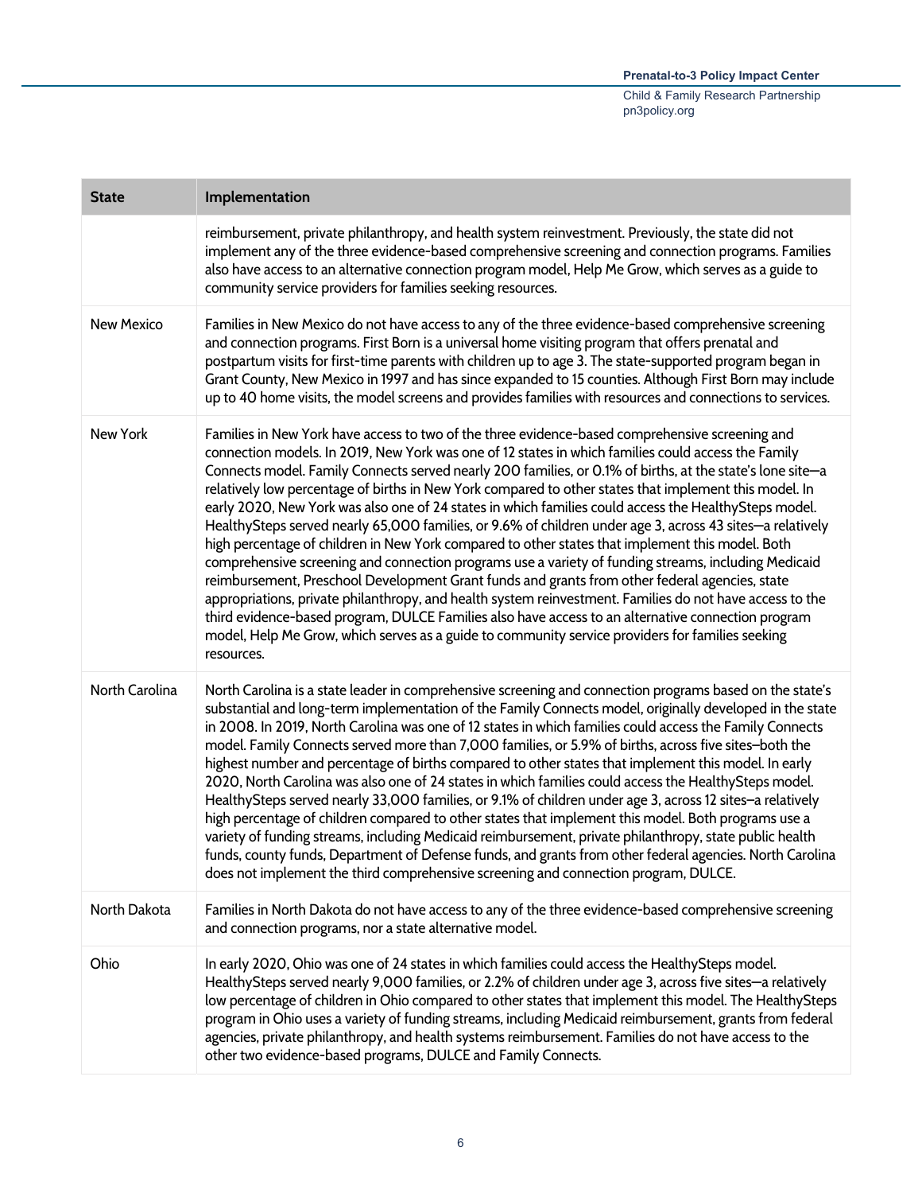| State | Implementation |
|---|---|
| | reimbursement, private philanthropy, and health system reinvestment. Previously, the state did not implement any of the three evidence-based comprehensive screening and connection programs. Families also have access to an alternative connection program model, Help Me Grow, which serves as a guide to community service providers for families seeking resources. |
| New Mexico | Families in New Mexico do not have access to any of the three evidence-based comprehensive screening and connection programs. First Born is a universal home visiting program that offers prenatal and postpartum visits for first-time parents with children up to age 3. The state-supported program began in Grant County, New Mexico in 1997 and has since expanded to 15 counties. Although First Born may include up to 40 home visits, the model screens and provides families with resources and connections to services. |
| New York | Families in New York have access to two of the three evidence-based comprehensive screening and connection models. In 2019, New York was one of 12 states in which families could access the Family Connects model. Family Connects served nearly 200 families, or 0.1% of births, at the state's lone site—a relatively low percentage of births in New York compared to other states that implement this model. In early 2020, New York was also one of 24 states in which families could access the HealthySteps model. HealthySteps served nearly 65,000 families, or 9.6% of children under age 3, across 43 sites—a relatively high percentage of children in New York compared to other states that implement this model. Both comprehensive screening and connection programs use a variety of funding streams, including Medicaid reimbursement, Preschool Development Grant funds and grants from other federal agencies, state appropriations, private philanthropy, and health system reinvestment. Families do not have access to the third evidence-based program, DULCE Families also have access to an alternative connection program model, Help Me Grow, which serves as a guide to community service providers for families seeking resources. |
| North Carolina | North Carolina is a state leader in comprehensive screening and connection programs based on the state's substantial and long-term implementation of the Family Connects model, originally developed in the state in 2008. In 2019, North Carolina was one of 12 states in which families could access the Family Connects model. Family Connects served more than 7,000 families, or 5.9% of births, across five sites—both the highest number and percentage of births compared to other states that implement this model. In early 2020, North Carolina was also one of 24 states in which families could access the HealthySteps model. HealthySteps served nearly 33,000 families, or 9.1% of children under age 3, across 12 sites—a relatively high percentage of children compared to other states that implement this model. Both programs use a variety of funding streams, including Medicaid reimbursement, private philanthropy, state public health funds, county funds, Department of Defense funds, and grants from other federal agencies. North Carolina does not implement the third comprehensive screening and connection program, DULCE. |
| North Dakota | Families in North Dakota do not have access to any of the three evidence-based comprehensive screening and connection programs, nor a state alternative model. |
| Ohio | In early 2020, Ohio was one of 24 states in which families could access the HealthySteps model. HealthySteps served nearly 9,000 families, or 2.2% of children under age 3, across five sites—a relatively low percentage of children in Ohio compared to other states that implement this model. The HealthySteps program in Ohio uses a variety of funding streams, including Medicaid reimbursement, grants from federal agencies, private philanthropy, and health systems reimbursement. Families do not have access to the other two evidence-based programs, DULCE and Family Connects. |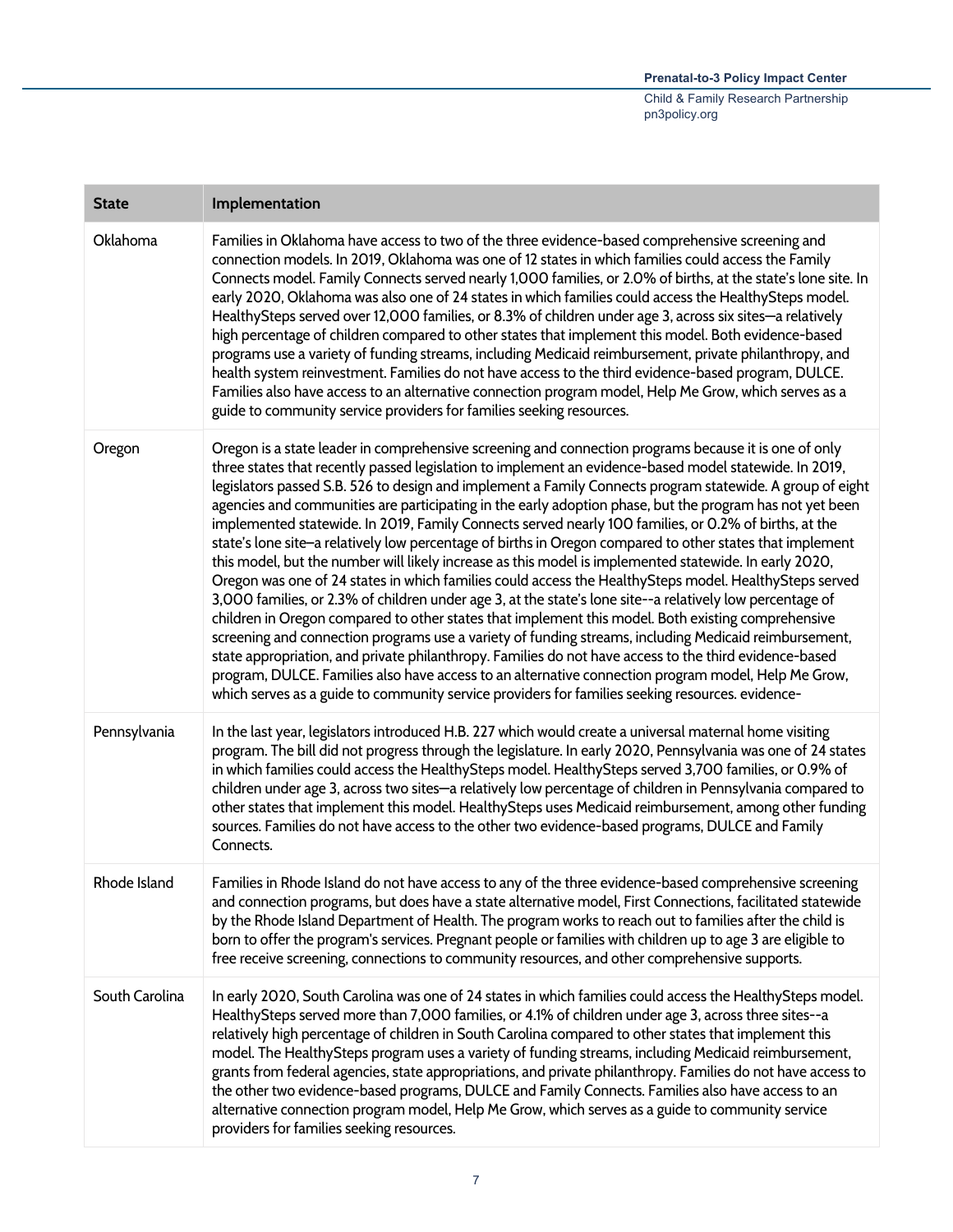| State | Implementation |
| --- | --- |
| Oklahoma | Families in Oklahoma have access to two of the three evidence-based comprehensive screening and connection models. In 2019, Oklahoma was one of 12 states in which families could access the Family Connects model. Family Connects served nearly 1,000 families, or 2.0% of births, at the state's lone site. In early 2020, Oklahoma was also one of 24 states in which families could access the HealthySteps model. HealthySteps served over 12,000 families, or 8.3% of children under age 3, across six sites—a relatively high percentage of children compared to other states that implement this model. Both evidence-based programs use a variety of funding streams, including Medicaid reimbursement, private philanthropy, and health system reinvestment. Families do not have access to the third evidence-based program, DULCE. Families also have access to an alternative connection program model, Help Me Grow, which serves as a guide to community service providers for families seeking resources. |
| Oregon | Oregon is a state leader in comprehensive screening and connection programs because it is one of only three states that recently passed legislation to implement an evidence-based model statewide. In 2019, legislators passed S.B. 526 to design and implement a Family Connects program statewide. A group of eight agencies and communities are participating in the early adoption phase, but the program has not yet been implemented statewide. In 2019, Family Connects served nearly 100 families, or 0.2% of births, at the state's lone site–a relatively low percentage of births in Oregon compared to other states that implement this model, but the number will likely increase as this model is implemented statewide. In early 2020, Oregon was one of 24 states in which families could access the HealthySteps model. HealthySteps served 3,000 families, or 2.3% of children under age 3, at the state's lone site--a relatively low percentage of children in Oregon compared to other states that implement this model. Both existing comprehensive screening and connection programs use a variety of funding streams, including Medicaid reimbursement, state appropriation, and private philanthropy. Families do not have access to the third evidence-based program, DULCE. Families also have access to an alternative connection program model, Help Me Grow, which serves as a guide to community service providers for families seeking resources. evidence- |
| Pennsylvania | In the last year, legislators introduced H.B. 227 which would create a universal maternal home visiting program. The bill did not progress through the legislature. In early 2020, Pennsylvania was one of 24 states in which families could access the HealthySteps model. HealthySteps served 3,700 families, or 0.9% of children under age 3, across two sites—a relatively low percentage of children in Pennsylvania compared to other states that implement this model. HealthySteps uses Medicaid reimbursement, among other funding sources. Families do not have access to the other two evidence-based programs, DULCE and Family Connects. |
| Rhode Island | Families in Rhode Island do not have access to any of the three evidence-based comprehensive screening and connection programs, but does have a state alternative model, First Connections, facilitated statewide by the Rhode Island Department of Health. The program works to reach out to families after the child is born to offer the program's services. Pregnant people or families with children up to age 3 are eligible to free receive screening, connections to community resources, and other comprehensive supports. |
| South Carolina | In early 2020, South Carolina was one of 24 states in which families could access the HealthySteps model. HealthySteps served more than 7,000 families, or 4.1% of children under age 3, across three sites--a relatively high percentage of children in South Carolina compared to other states that implement this model. The HealthySteps program uses a variety of funding streams, including Medicaid reimbursement, grants from federal agencies, state appropriations, and private philanthropy. Families do not have access to the other two evidence-based programs, DULCE and Family Connects. Families also have access to an alternative connection program model, Help Me Grow, which serves as a guide to community service providers for families seeking resources. |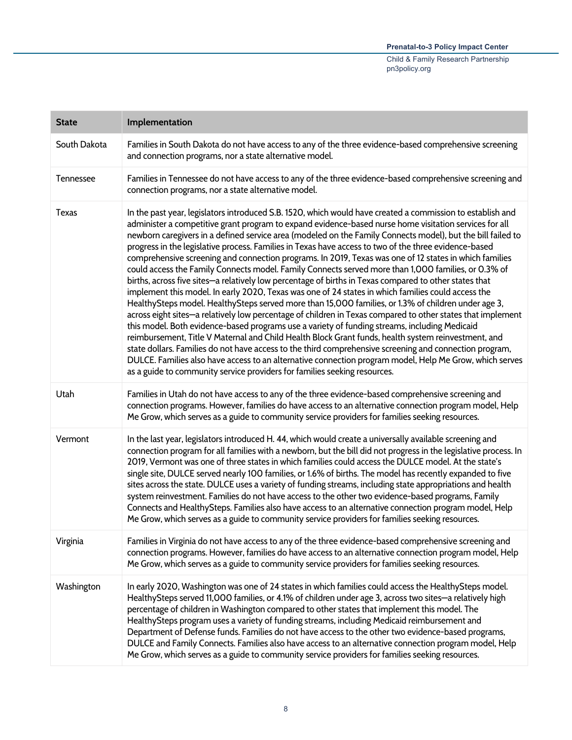| State | Implementation |
| --- | --- |
| South Dakota | Families in South Dakota do not have access to any of the three evidence-based comprehensive screening and connection programs, nor a state alternative model. |
| Tennessee | Families in Tennessee do not have access to any of the three evidence-based comprehensive screening and connection programs, nor a state alternative model. |
| Texas | In the past year, legislators introduced S.B. 1520, which would have created a commission to establish and administer a competitive grant program to expand evidence-based nurse home visitation services for all newborn caregivers in a defined service area (modeled on the Family Connects model), but the bill failed to progress in the legislative process. Families in Texas have access to two of the three evidence-based comprehensive screening and connection programs. In 2019, Texas was one of 12 states in which families could access the Family Connects model. Family Connects served more than 1,000 families, or 0.3% of births, across five sites—a relatively low percentage of births in Texas compared to other states that implement this model. In early 2020, Texas was one of 24 states in which families could access the HealthySteps model. HealthySteps served more than 15,000 families, or 1.3% of children under age 3, across eight sites—a relatively low percentage of children in Texas compared to other states that implement this model. Both evidence-based programs use a variety of funding streams, including Medicaid reimbursement, Title V Maternal and Child Health Block Grant funds, health system reinvestment, and state dollars. Families do not have access to the third comprehensive screening and connection program, DULCE. Families also have access to an alternative connection program model, Help Me Grow, which serves as a guide to community service providers for families seeking resources. |
| Utah | Families in Utah do not have access to any of the three evidence-based comprehensive screening and connection programs. However, families do have access to an alternative connection program model, Help Me Grow, which serves as a guide to community service providers for families seeking resources. |
| Vermont | In the last year, legislators introduced H. 44, which would create a universally available screening and connection program for all families with a newborn, but the bill did not progress in the legislative process. In 2019, Vermont was one of three states in which families could access the DULCE model. At the state's single site, DULCE served nearly 100 families, or 1.6% of births. The model has recently expanded to five sites across the state. DULCE uses a variety of funding streams, including state appropriations and health system reinvestment. Families do not have access to the other two evidence-based programs, Family Connects and HealthySteps. Families also have access to an alternative connection program model, Help Me Grow, which serves as a guide to community service providers for families seeking resources. |
| Virginia | Families in Virginia do not have access to any of the three evidence-based comprehensive screening and connection programs. However, families do have access to an alternative connection program model, Help Me Grow, which serves as a guide to community service providers for families seeking resources. |
| Washington | In early 2020, Washington was one of 24 states in which families could access the HealthySteps model. HealthySteps served 11,000 families, or 4.1% of children under age 3, across two sites—a relatively high percentage of children in Washington compared to other states that implement this model. The HealthySteps program uses a variety of funding streams, including Medicaid reimbursement and Department of Defense funds. Families do not have access to the other two evidence-based programs, DULCE and Family Connects. Families also have access to an alternative connection program model, Help Me Grow, which serves as a guide to community service providers for families seeking resources. |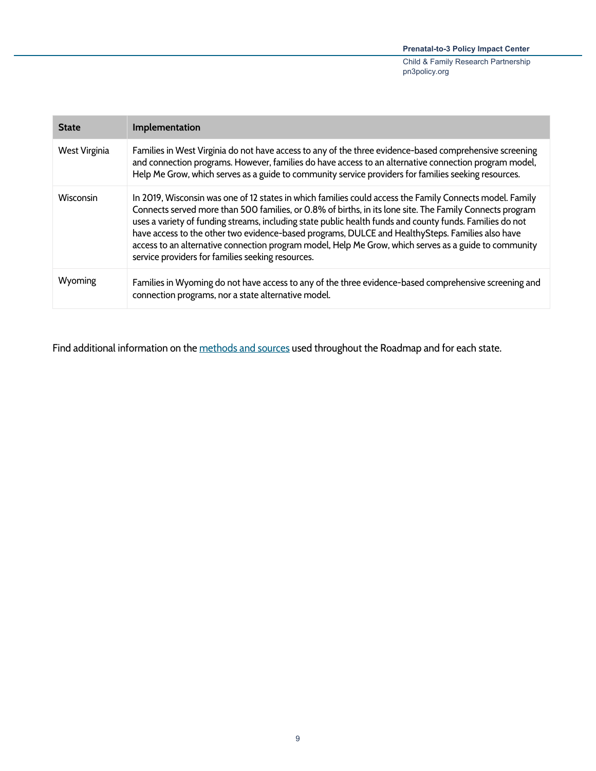| State | Implementation |
| --- | --- |
| West Virginia | Families in West Virginia do not have access to any of the three evidence-based comprehensive screening and connection programs. However, families do have access to an alternative connection program model, Help Me Grow, which serves as a guide to community service providers for families seeking resources. |
| Wisconsin | In 2019, Wisconsin was one of 12 states in which families could access the Family Connects model. Family Connects served more than 500 families, or 0.8% of births, in its lone site. The Family Connects program uses a variety of funding streams, including state public health funds and county funds. Families do not have access to the other two evidence-based programs, DULCE and HealthySteps. Families also have access to an alternative connection program model, Help Me Grow, which serves as a guide to community service providers for families seeking resources. |
| Wyoming | Families in Wyoming do not have access to any of the three evidence-based comprehensive screening and connection programs, nor a state alternative model. |

Find additional information on the methods and sources used throughout the Roadmap and for each state.